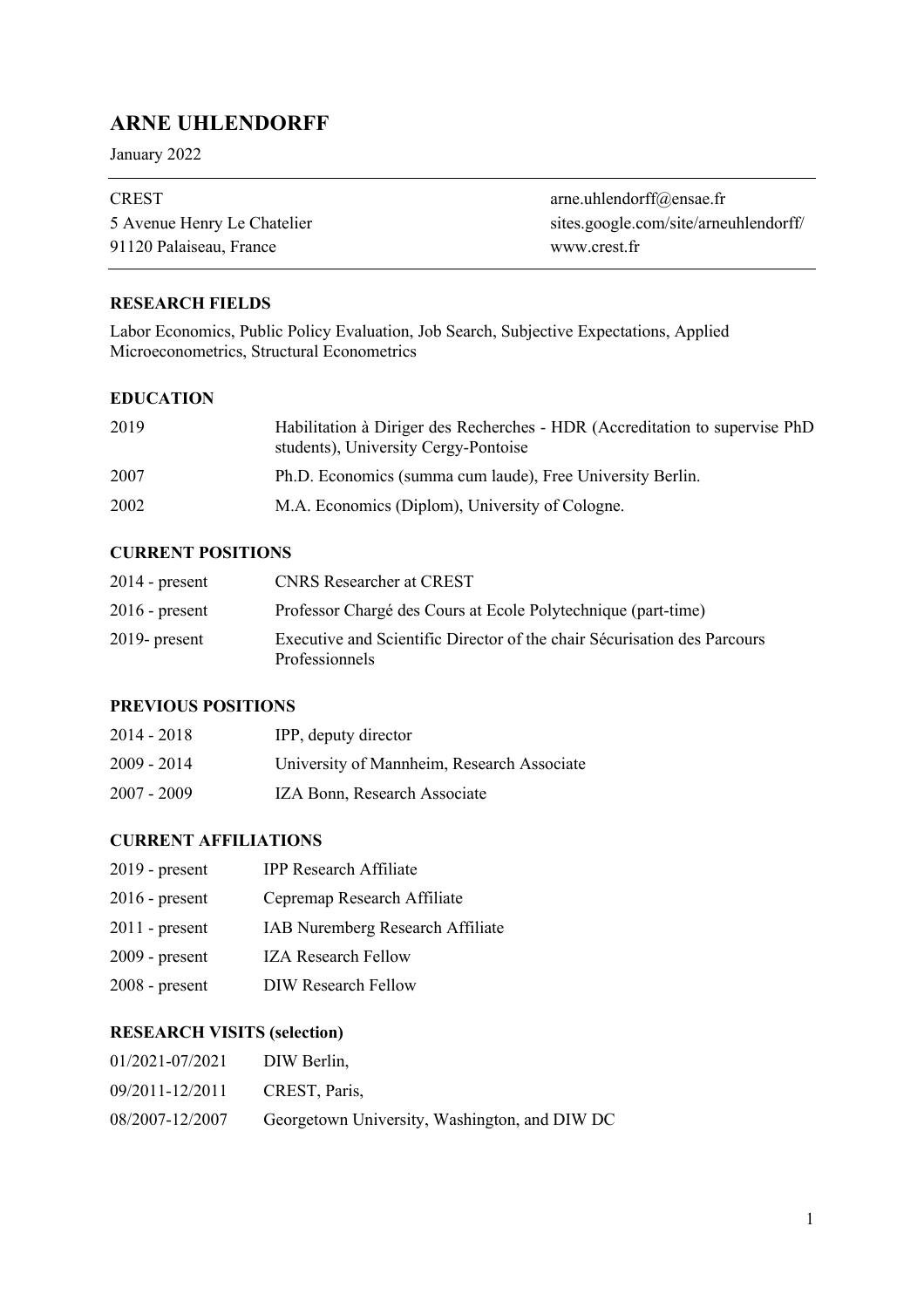# ARNE UHLENDORFF

January 2022

| | |
|---|---|
| CREST | arne.uhlendorff@ensae.fr |
| 5 Avenue Henry Le Chatelier | sites.google.com/site/arneuhlendorff/ |
| 91120 Palaiseau, France | www.crest.fr |

## RESEARCH FIELDS

Labor Economics, Public Policy Evaluation, Job Search, Subjective Expectations, Applied Microeconometrics, Structural Econometrics

## EDUCATION

| | |
|---|---|
| 2019 | Habilitation à Diriger des Recherches - HDR (Accreditation to supervise PhD students), University Cergy-Pontoise |
| 2007 | Ph.D. Economics (summa cum laude), Free University Berlin. |
| 2002 | M.A. Economics (Diplom), University of Cologne. |

## CURRENT POSITIONS

| | |
|---|---|
| 2014 - present | CNRS Researcher at CREST |
| 2016 - present | Professor Chargé des Cours at Ecole Polytechnique (part-time) |
| 2019- present | Executive and Scientific Director of the chair Sécurisation des Parcours Professionnels |

## PREVIOUS POSITIONS

| | |
|---|---|
| 2014 - 2018 | IPP, deputy director |
| 2009 - 2014 | University of Mannheim, Research Associate |
| 2007 - 2009 | IZA Bonn, Research Associate |

## CURRENT AFFILIATIONS

| | |
|---|---|
| 2019 - present | IPP Research Affiliate |
| 2016 - present | Cepremap Research Affiliate |
| 2011 - present | IAB Nuremberg Research Affiliate |
| 2009 - present | IZA Research Fellow |
| 2008 - present | DIW Research Fellow |

## RESEARCH VISITS (selection)

| | |
|---|---|
| 01/2021-07/2021 | DIW Berlin, |
| 09/2011-12/2011 | CREST, Paris, |
| 08/2007-12/2007 | Georgetown University, Washington, and DIW DC |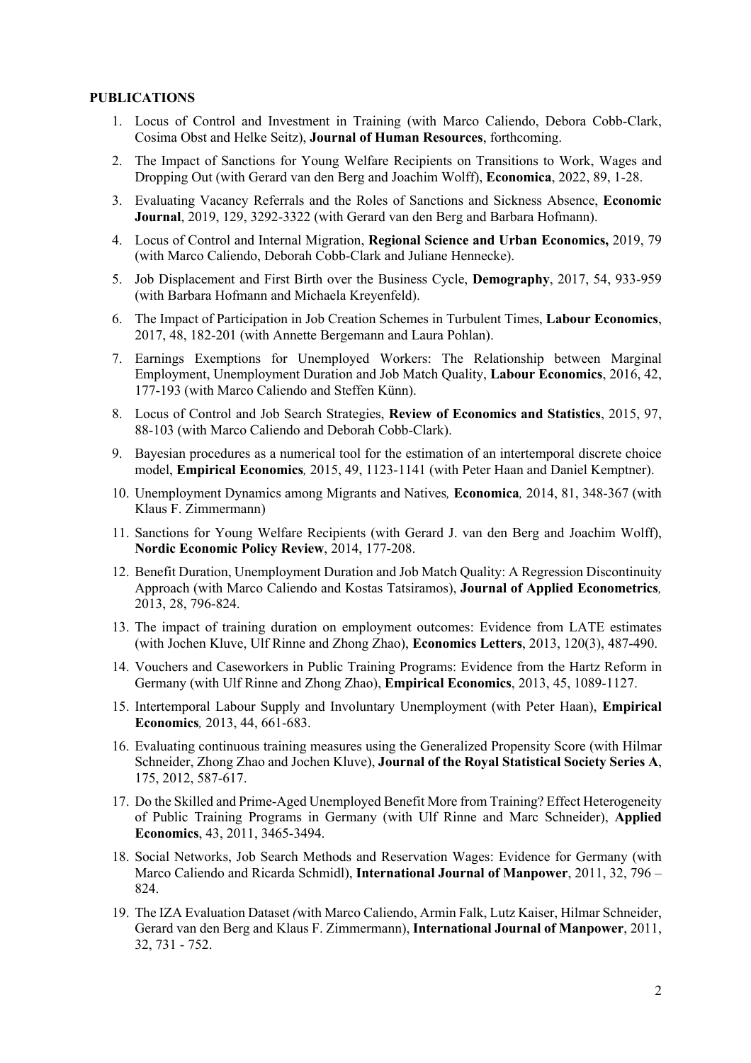**PUBLICATIONS**

1. Locus of Control and Investment in Training (with Marco Caliendo, Debora Cobb-Clark, Cosima Obst and Helke Seitz), **Journal of Human Resources**, forthcoming.
2. The Impact of Sanctions for Young Welfare Recipients on Transitions to Work, Wages and Dropping Out (with Gerard van den Berg and Joachim Wolff), **Economica**, 2022, 89, 1-28.
3. Evaluating Vacancy Referrals and the Roles of Sanctions and Sickness Absence, **Economic Journal**, 2019, 129, 3292-3322 (with Gerard van den Berg and Barbara Hofmann).
4. Locus of Control and Internal Migration, **Regional Science and Urban Economics,** 2019, 79 (with Marco Caliendo, Deborah Cobb-Clark and Juliane Hennecke).
5. Job Displacement and First Birth over the Business Cycle, **Demography**, 2017, 54, 933-959 (with Barbara Hofmann and Michaela Kreyenfeld).
6. The Impact of Participation in Job Creation Schemes in Turbulent Times, **Labour Economics**, 2017, 48, 182-201 (with Annette Bergemann and Laura Pohlan).
7. Earnings Exemptions for Unemployed Workers: The Relationship between Marginal Employment, Unemployment Duration and Job Match Quality, **Labour Economics**, 2016, 42, 177-193 (with Marco Caliendo and Steffen Künn).
8. Locus of Control and Job Search Strategies, **Review of Economics and Statistics**, 2015, 97, 88-103 (with Marco Caliendo and Deborah Cobb-Clark).
9. Bayesian procedures as a numerical tool for the estimation of an intertemporal discrete choice model, ***Empirical Economics**,* 2015, 49, 1123-1141 (with Peter Haan and Daniel Kemptner).
10. Unemployment Dynamics among Migrants and Natives*,* ***Economica**,* 2014, 81, 348-367 (with Klaus F. Zimmermann)
11. Sanctions for Young Welfare Recipients (with Gerard J. van den Berg and Joachim Wolff), **Nordic Economic Policy Review**, 2014, 177-208.
12. Benefit Duration, Unemployment Duration and Job Match Quality: A Regression Discontinuity Approach (with Marco Caliendo and Kostas Tatsiramos), ***Journal of Applied Econometrics**,* 2013, 28, 796-824.
13. The impact of training duration on employment outcomes: Evidence from LATE estimates (with Jochen Kluve, Ulf Rinne and Zhong Zhao), **Economics Letters**, 2013, 120(3), 487-490.
14. Vouchers and Caseworkers in Public Training Programs: Evidence from the Hartz Reform in Germany (with Ulf Rinne and Zhong Zhao), **Empirical Economics**, 2013, 45, 1089-1127.
15. Intertemporal Labour Supply and Involuntary Unemployment (with Peter Haan), ***Empirical Economics**,* 2013, 44, 661-683.
16. Evaluating continuous training measures using the Generalized Propensity Score (with Hilmar Schneider, Zhong Zhao and Jochen Kluve), **Journal of the Royal Statistical Society Series A**, 175, 2012, 587-617.
17. Do the Skilled and Prime-Aged Unemployed Benefit More from Training? Effect Heterogeneity of Public Training Programs in Germany (with Ulf Rinne and Marc Schneider), **Applied Economics**, 43, 2011, 3465-3494.
18. Social Networks, Job Search Methods and Reservation Wages: Evidence for Germany (with Marco Caliendo and Ricarda Schmidl), **International Journal of Manpower**, 2011, 32, 796 – 824.
19. The IZA Evaluation Dataset *(*with Marco Caliendo, Armin Falk, Lutz Kaiser, Hilmar Schneider, Gerard van den Berg and Klaus F. Zimmermann), **International Journal of Manpower**, 2011, 32, 731 - 752.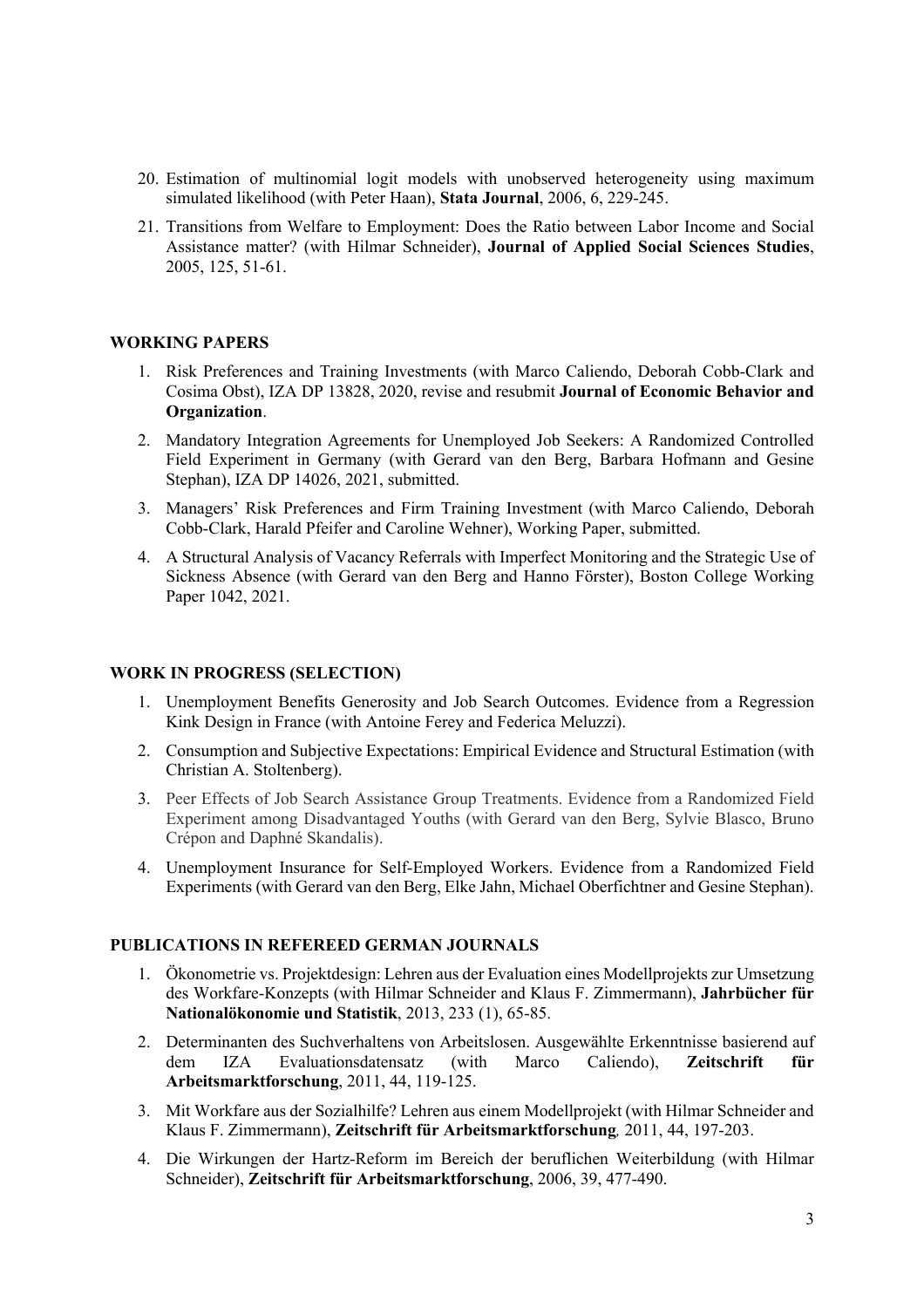20. Estimation of multinomial logit models with unobserved heterogeneity using maximum simulated likelihood (with Peter Haan), **Stata Journal**, 2006, 6, 229-245.

21. Transitions from Welfare to Employment: Does the Ratio between Labor Income and Social Assistance matter? (with Hilmar Schneider), **Journal of Applied Social Sciences Studies**, 2005, 125, 51-61.

## WORKING PAPERS

1. Risk Preferences and Training Investments (with Marco Caliendo, Deborah Cobb-Clark and Cosima Obst), IZA DP 13828, 2020, revise and resubmit **Journal of Economic Behavior and Organization**.

2. Mandatory Integration Agreements for Unemployed Job Seekers: A Randomized Controlled Field Experiment in Germany (with Gerard van den Berg, Barbara Hofmann and Gesine Stephan), IZA DP 14026, 2021, submitted.

3. Managers' Risk Preferences and Firm Training Investment (with Marco Caliendo, Deborah Cobb-Clark, Harald Pfeifer and Caroline Wehner), Working Paper, submitted.

4. A Structural Analysis of Vacancy Referrals with Imperfect Monitoring and the Strategic Use of Sickness Absence (with Gerard van den Berg and Hanno Förster), Boston College Working Paper 1042, 2021.

## WORK IN PROGRESS (SELECTION)

1. Unemployment Benefits Generosity and Job Search Outcomes. Evidence from a Regression Kink Design in France (with Antoine Ferey and Federica Meluzzi).

2. Consumption and Subjective Expectations: Empirical Evidence and Structural Estimation (with Christian A. Stoltenberg).

3. Peer Effects of Job Search Assistance Group Treatments. Evidence from a Randomized Field Experiment among Disadvantaged Youths (with Gerard van den Berg, Sylvie Blasco, Bruno Crépon and Daphné Skandalis).

4. Unemployment Insurance for Self-Employed Workers. Evidence from a Randomized Field Experiments (with Gerard van den Berg, Elke Jahn, Michael Oberfichtner and Gesine Stephan).

## PUBLICATIONS IN REFEREED GERMAN JOURNALS

1. Ökonometrie vs. Projektdesign: Lehren aus der Evaluation eines Modellprojekts zur Umsetzung des Workfare-Konzepts (with Hilmar Schneider and Klaus F. Zimmermann), **Jahrbücher für Nationalökonomie und Statistik**, 2013, 233 (1), 65-85.

2. Determinanten des Suchverhaltens von Arbeitslosen. Ausgewählte Erkenntnisse basierend auf dem IZA Evaluationsdatensatz (with Marco Caliendo), **Zeitschrift für Arbeitsmarktforschung**, 2011, 44, 119-125.

3. Mit Workfare aus der Sozialhilfe? Lehren aus einem Modellprojekt (with Hilmar Schneider and Klaus F. Zimmermann), **Zeitschrift für Arbeitsmarktforschung**, 2011, 44, 197-203.

4. Die Wirkungen der Hartz-Reform im Bereich der beruflichen Weiterbildung (with Hilmar Schneider), **Zeitschrift für Arbeitsmarktforschung**, 2006, 39, 477-490.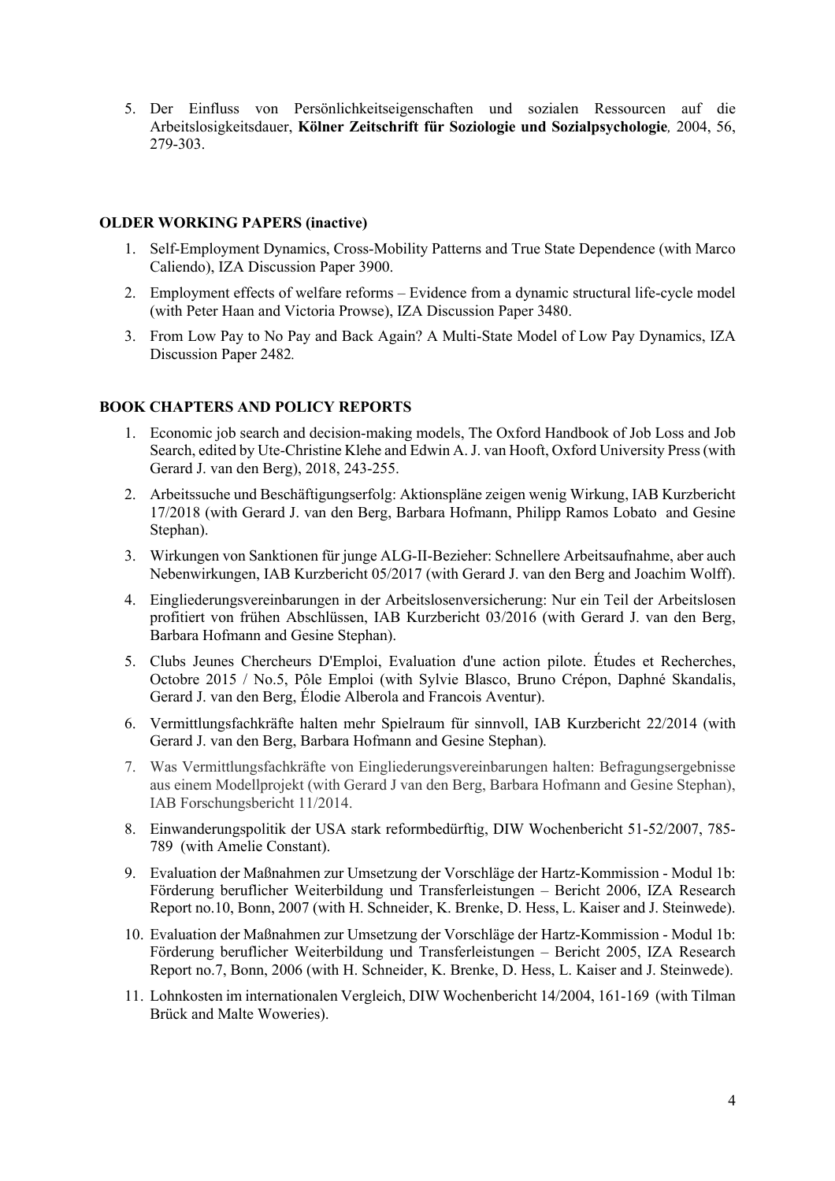5. Der Einfluss von Persönlichkeitseigenschaften und sozialen Ressourcen auf die Arbeitslosigkeitsdauer, **Kölner Zeitschrift für Soziologie und Sozialpsychologie***,* 2004, 56, 279-303.

**OLDER WORKING PAPERS (inactive)**

1. Self-Employment Dynamics, Cross-Mobility Patterns and True State Dependence (with Marco Caliendo), IZA Discussion Paper 3900.
2. Employment effects of welfare reforms – Evidence from a dynamic structural life-cycle model (with Peter Haan and Victoria Prowse), IZA Discussion Paper 3480.
3. From Low Pay to No Pay and Back Again? A Multi-State Model of Low Pay Dynamics, IZA Discussion Paper 2482*.*

**BOOK CHAPTERS AND POLICY REPORTS**

1. Economic job search and decision-making models, The Oxford Handbook of Job Loss and Job Search, edited by Ute-Christine Klehe and Edwin A. J. van Hooft, Oxford University Press (with Gerard J. van den Berg), 2018, 243-255.
2. Arbeitssuche und Beschäftigungserfolg: Aktionspläne zeigen wenig Wirkung, IAB Kurzbericht 17/2018 (with Gerard J. van den Berg, Barbara Hofmann, Philipp Ramos Lobato and Gesine Stephan).
3. Wirkungen von Sanktionen für junge ALG-II-Bezieher: Schnellere Arbeitsaufnahme, aber auch Nebenwirkungen, IAB Kurzbericht 05/2017 (with Gerard J. van den Berg and Joachim Wolff).
4. Eingliederungsvereinbarungen in der Arbeitslosenversicherung: Nur ein Teil der Arbeitslosen profitiert von frühen Abschlüssen, IAB Kurzbericht 03/2016 (with Gerard J. van den Berg, Barbara Hofmann and Gesine Stephan).
5. Clubs Jeunes Chercheurs D'Emploi, Evaluation d'une action pilote. Études et Recherches, Octobre 2015 / No.5, Pôle Emploi (with Sylvie Blasco, Bruno Crépon, Daphné Skandalis, Gerard J. van den Berg, Élodie Alberola and Francois Aventur).
6. Vermittlungsfachkräfte halten mehr Spielraum für sinnvoll, IAB Kurzbericht 22/2014 (with Gerard J. van den Berg, Barbara Hofmann and Gesine Stephan)*.*
7. Was Vermittlungsfachkräfte von Eingliederungsvereinbarungen halten: Befragungsergebnisse aus einem Modellprojekt (with Gerard J van den Berg, Barbara Hofmann and Gesine Stephan), IAB Forschungsbericht 11/2014.
8. Einwanderungspolitik der USA stark reformbedürftig, DIW Wochenbericht 51-52/2007, 785-789 (with Amelie Constant).
9. Evaluation der Maßnahmen zur Umsetzung der Vorschläge der Hartz-Kommission - Modul 1b: Förderung beruflicher Weiterbildung und Transferleistungen – Bericht 2006, IZA Research Report no.10, Bonn, 2007 (with H. Schneider, K. Brenke, D. Hess, L. Kaiser and J. Steinwede).
10. Evaluation der Maßnahmen zur Umsetzung der Vorschläge der Hartz-Kommission - Modul 1b: Förderung beruflicher Weiterbildung und Transferleistungen – Bericht 2005, IZA Research Report no.7, Bonn, 2006 (with H. Schneider, K. Brenke, D. Hess, L. Kaiser and J. Steinwede).
11. Lohnkosten im internationalen Vergleich, DIW Wochenbericht 14/2004, 161-169 (with Tilman Brück and Malte Woweries).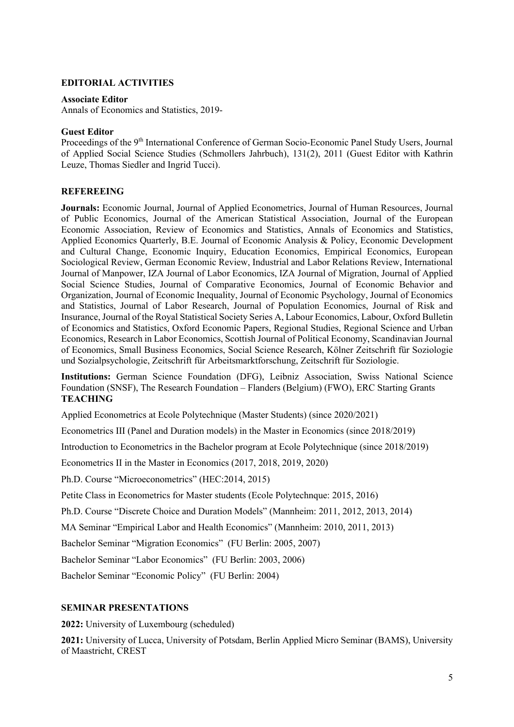## EDITORIAL ACTIVITIES

**Associate Editor**
Annals of Economics and Statistics, 2019-

**Guest Editor**
Proceedings of the 9th International Conference of German Socio-Economic Panel Study Users, Journal of Applied Social Science Studies (Schmollers Jahrbuch), 131(2), 2011 (Guest Editor with Kathrin Leuze, Thomas Siedler and Ingrid Tucci).

## REFEREEING

**Journals:** Economic Journal, Journal of Applied Econometrics, Journal of Human Resources, Journal of Public Economics, Journal of the American Statistical Association, Journal of the European Economic Association, Review of Economics and Statistics, Annals of Economics and Statistics, Applied Economics Quarterly, B.E. Journal of Economic Analysis & Policy, Economic Development and Cultural Change, Economic Inquiry, Education Economics, Empirical Economics, European Sociological Review, German Economic Review, Industrial and Labor Relations Review, International Journal of Manpower, IZA Journal of Labor Economics, IZA Journal of Migration, Journal of Applied Social Science Studies, Journal of Comparative Economics, Journal of Economic Behavior and Organization, Journal of Economic Inequality, Journal of Economic Psychology, Journal of Economics and Statistics, Journal of Labor Research, Journal of Population Economics, Journal of Risk and Insurance, Journal of the Royal Statistical Society Series A, Labour Economics, Labour, Oxford Bulletin of Economics and Statistics, Oxford Economic Papers, Regional Studies, Regional Science and Urban Economics, Research in Labor Economics, Scottish Journal of Political Economy, Scandinavian Journal of Economics, Small Business Economics, Social Science Research, Kölner Zeitschrift für Soziologie und Sozialpsychologie, Zeitschrift für Arbeitsmarktforschung, Zeitschrift für Soziologie.

**Institutions:** German Science Foundation (DFG), Leibniz Association, Swiss National Science Foundation (SNSF), The Research Foundation – Flanders (Belgium) (FWO), ERC Starting Grants

## TEACHING

Applied Econometrics at Ecole Polytechnique (Master Students) (since 2020/2021)

Econometrics III (Panel and Duration models) in the Master in Economics (since 2018/2019)

Introduction to Econometrics in the Bachelor program at Ecole Polytechnique (since 2018/2019)

Econometrics II in the Master in Economics (2017, 2018, 2019, 2020)

Ph.D. Course "Microeconometrics" (HEC:2014, 2015)

Petite Class in Econometrics for Master students (Ecole Polytechnque: 2015, 2016)

Ph.D. Course "Discrete Choice and Duration Models" (Mannheim: 2011, 2012, 2013, 2014)

MA Seminar "Empirical Labor and Health Economics" (Mannheim: 2010, 2011, 2013)

Bachelor Seminar "Migration Economics" (FU Berlin: 2005, 2007)

Bachelor Seminar "Labor Economics" (FU Berlin: 2003, 2006)

Bachelor Seminar "Economic Policy" (FU Berlin: 2004)

## SEMINAR PRESENTATIONS

**2022:** University of Luxembourg (scheduled)

**2021:** University of Lucca, University of Potsdam, Berlin Applied Micro Seminar (BAMS), University of Maastricht, CREST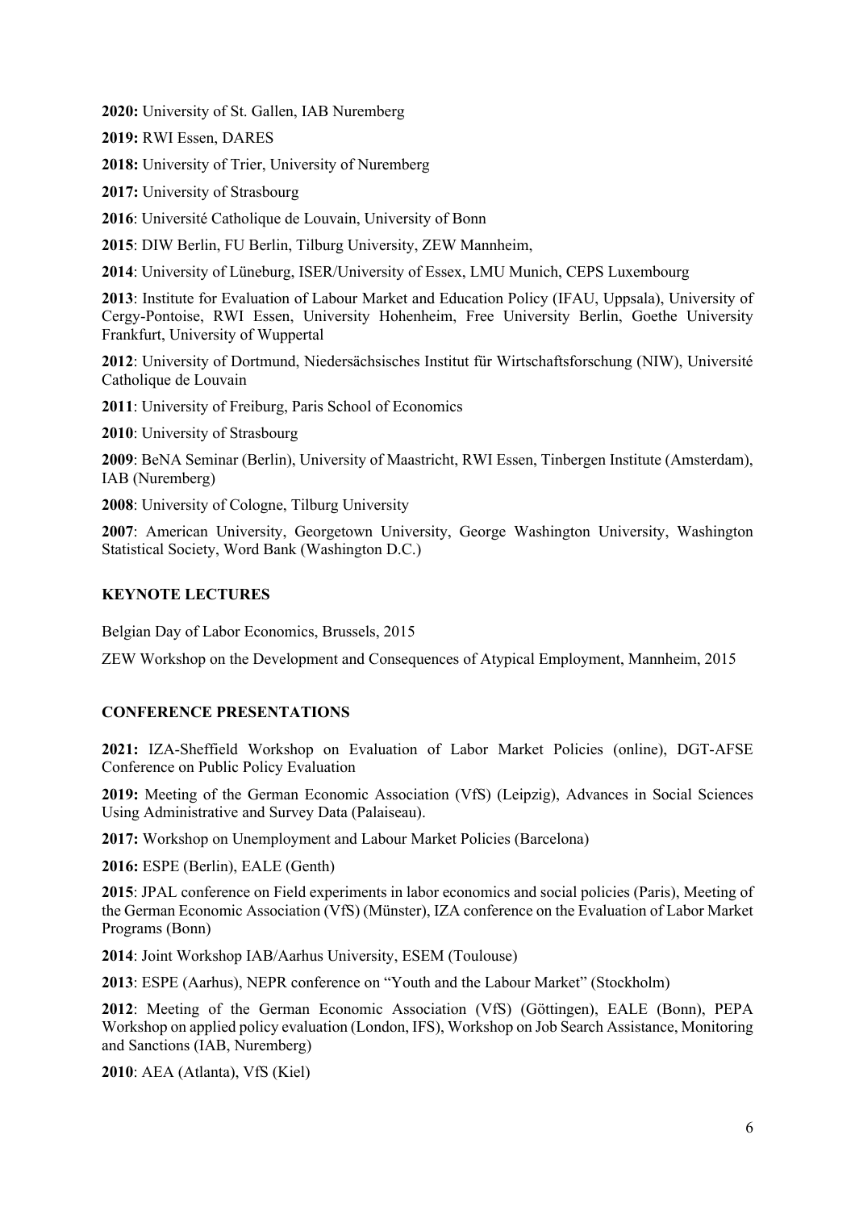**2020:** University of St. Gallen, IAB Nuremberg

**2019:** RWI Essen, DARES

**2018:** University of Trier, University of Nuremberg

**2017:** University of Strasbourg

**2016**: Université Catholique de Louvain, University of Bonn

**2015**: DIW Berlin, FU Berlin, Tilburg University, ZEW Mannheim,

**2014**: University of Lüneburg, ISER/University of Essex, LMU Munich, CEPS Luxembourg

**2013**: Institute for Evaluation of Labour Market and Education Policy (IFAU, Uppsala), University of Cergy-Pontoise, RWI Essen, University Hohenheim, Free University Berlin, Goethe University Frankfurt, University of Wuppertal

**2012**: University of Dortmund, Niedersächsisches Institut für Wirtschaftsforschung (NIW), Université Catholique de Louvain

**2011**: University of Freiburg, Paris School of Economics

**2010**: University of Strasbourg

**2009**: BeNA Seminar (Berlin), University of Maastricht, RWI Essen, Tinbergen Institute (Amsterdam), IAB (Nuremberg)

**2008**: University of Cologne, Tilburg University

**2007**: American University, Georgetown University, George Washington University, Washington Statistical Society, Word Bank (Washington D.C.)

## KEYNOTE LECTURES

Belgian Day of Labor Economics, Brussels, 2015

ZEW Workshop on the Development and Consequences of Atypical Employment, Mannheim, 2015

## CONFERENCE PRESENTATIONS

**2021:** IZA-Sheffield Workshop on Evaluation of Labor Market Policies (online), DGT-AFSE Conference on Public Policy Evaluation

**2019:** Meeting of the German Economic Association (VfS) (Leipzig), Advances in Social Sciences Using Administrative and Survey Data (Palaiseau).

**2017:** Workshop on Unemployment and Labour Market Policies (Barcelona)

**2016:** ESPE (Berlin), EALE (Genth)

**2015**: JPAL conference on Field experiments in labor economics and social policies (Paris), Meeting of the German Economic Association (VfS) (Münster), IZA conference on the Evaluation of Labor Market Programs (Bonn)

**2014**: Joint Workshop IAB/Aarhus University, ESEM (Toulouse)

**2013**: ESPE (Aarhus), NEPR conference on "Youth and the Labour Market" (Stockholm)

**2012**: Meeting of the German Economic Association (VfS) (Göttingen), EALE (Bonn), PEPA Workshop on applied policy evaluation (London, IFS), Workshop on Job Search Assistance, Monitoring and Sanctions (IAB, Nuremberg)

**2010**: AEA (Atlanta), VfS (Kiel)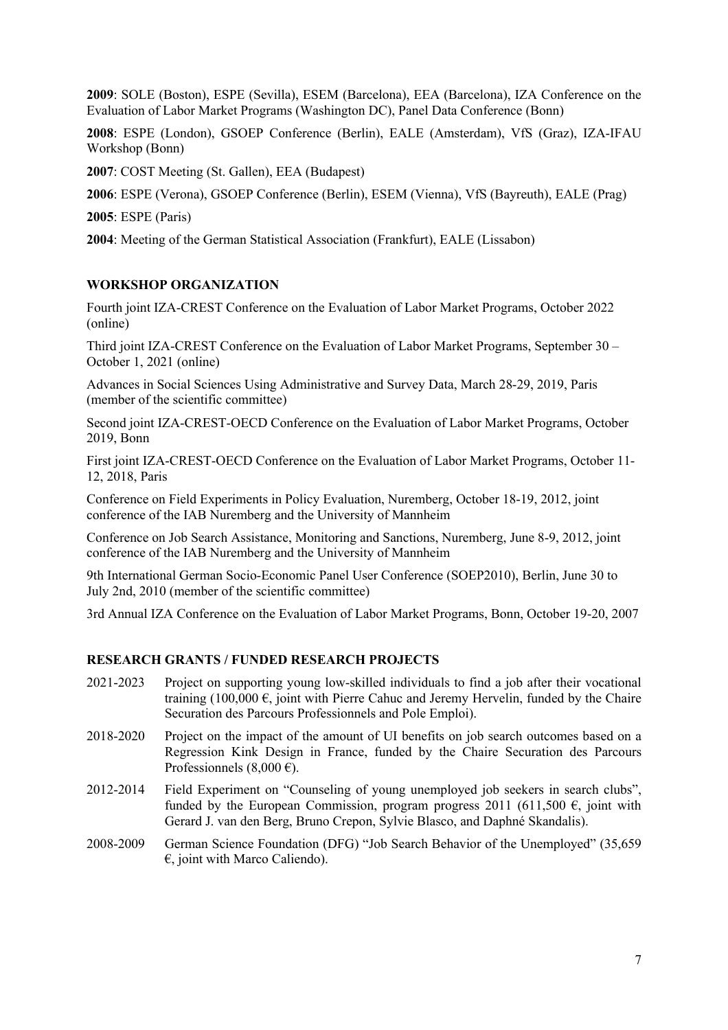**2009**: SOLE (Boston), ESPE (Sevilla), ESEM (Barcelona), EEA (Barcelona), IZA Conference on the Evaluation of Labor Market Programs (Washington DC), Panel Data Conference (Bonn)

**2008**: ESPE (London), GSOEP Conference (Berlin), EALE (Amsterdam), VfS (Graz), IZA-IFAU Workshop (Bonn)

**2007**: COST Meeting (St. Gallen), EEA (Budapest)

**2006**: ESPE (Verona), GSOEP Conference (Berlin), ESEM (Vienna), VfS (Bayreuth), EALE (Prag)

**2005**: ESPE (Paris)

**2004**: Meeting of the German Statistical Association (Frankfurt), EALE (Lissabon)

## WORKSHOP ORGANIZATION

Fourth joint IZA-CREST Conference on the Evaluation of Labor Market Programs, October 2022 (online)

Third joint IZA-CREST Conference on the Evaluation of Labor Market Programs, September 30 – October 1, 2021 (online)

Advances in Social Sciences Using Administrative and Survey Data, March 28-29, 2019, Paris (member of the scientific committee)

Second joint IZA-CREST-OECD Conference on the Evaluation of Labor Market Programs, October 2019, Bonn

First joint IZA-CREST-OECD Conference on the Evaluation of Labor Market Programs, October 11-12, 2018, Paris

Conference on Field Experiments in Policy Evaluation, Nuremberg, October 18-19, 2012, joint conference of the IAB Nuremberg and the University of Mannheim

Conference on Job Search Assistance, Monitoring and Sanctions, Nuremberg, June 8-9, 2012, joint conference of the IAB Nuremberg and the University of Mannheim

9th International German Socio-Economic Panel User Conference (SOEP2010), Berlin, June 30 to July 2nd, 2010 (member of the scientific committee)

3rd Annual IZA Conference on the Evaluation of Labor Market Programs, Bonn, October 19-20, 2007

## RESEARCH GRANTS / FUNDED RESEARCH PROJECTS

2021-2023 Project on supporting young low-skilled individuals to find a job after their vocational training (100,000 €, joint with Pierre Cahuc and Jeremy Hervelin, funded by the Chaire Securation des Parcours Professionnels and Pole Emploi).

2018-2020 Project on the impact of the amount of UI benefits on job search outcomes based on a Regression Kink Design in France, funded by the Chaire Securation des Parcours Professionnels (8,000 €).

2012-2014 Field Experiment on "Counseling of young unemployed job seekers in search clubs", funded by the European Commission, program progress 2011 (611,500 €, joint with Gerard J. van den Berg, Bruno Crepon, Sylvie Blasco, and Daphné Skandalis).

2008-2009 German Science Foundation (DFG) "Job Search Behavior of the Unemployed" (35,659 €, joint with Marco Caliendo).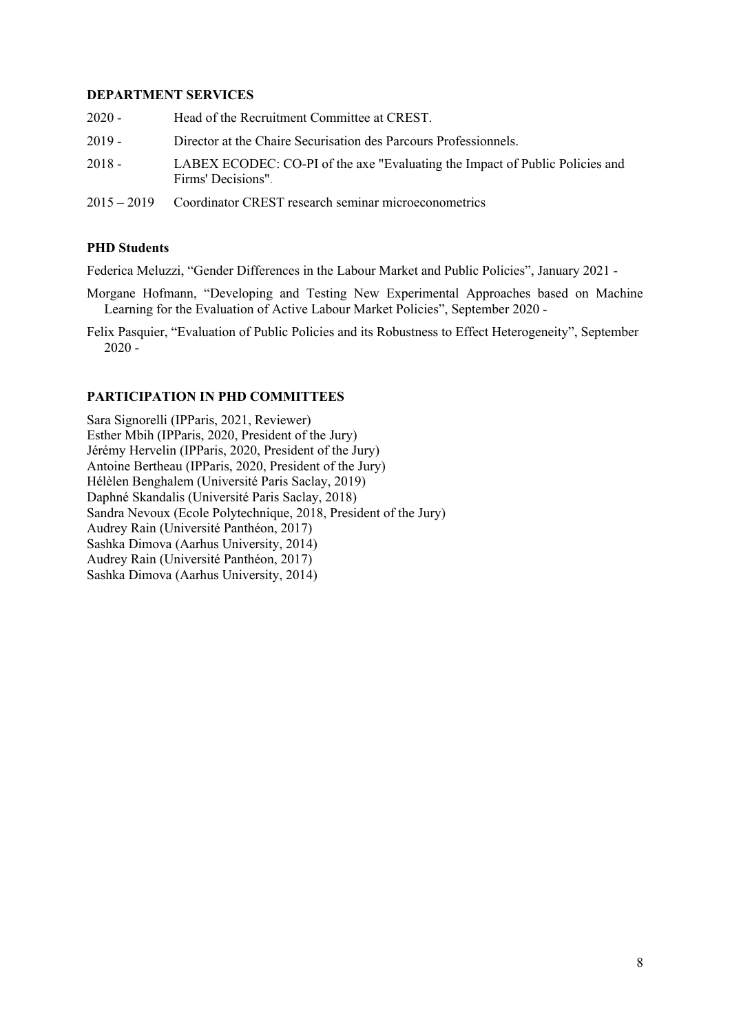## DEPARTMENT SERVICES

2020 - Head of the Recruitment Committee at CREST.

2019 - Director at the Chaire Securisation des Parcours Professionnels.

2018 - LABEX ECODEC: CO-PI of the axe "Evaluating the Impact of Public Policies and Firms' Decisions".

2015 – 2019 Coordinator CREST research seminar microeconometrics

## PHD Students

Federica Meluzzi, "Gender Differences in the Labour Market and Public Policies", January 2021 -

Morgane Hofmann, "Developing and Testing New Experimental Approaches based on Machine Learning for the Evaluation of Active Labour Market Policies", September 2020 -

Felix Pasquier, "Evaluation of Public Policies and its Robustness to Effect Heterogeneity", September 2020 -

## PARTICIPATION IN PHD COMMITTEES

Sara Signorelli (IPParis, 2021, Reviewer)
Esther Mbih (IPParis, 2020, President of the Jury)
Jérémy Hervelin (IPParis, 2020, President of the Jury)
Antoine Bertheau (IPParis, 2020, President of the Jury)
Hélèlen Benghalem (Université Paris Saclay, 2019)
Daphné Skandalis (Université Paris Saclay, 2018)
Sandra Nevoux (Ecole Polytechnique, 2018, President of the Jury)
Audrey Rain (Université Panthéon, 2017)
Sashka Dimova (Aarhus University, 2014)
Audrey Rain (Université Panthéon, 2017)
Sashka Dimova (Aarhus University, 2014)